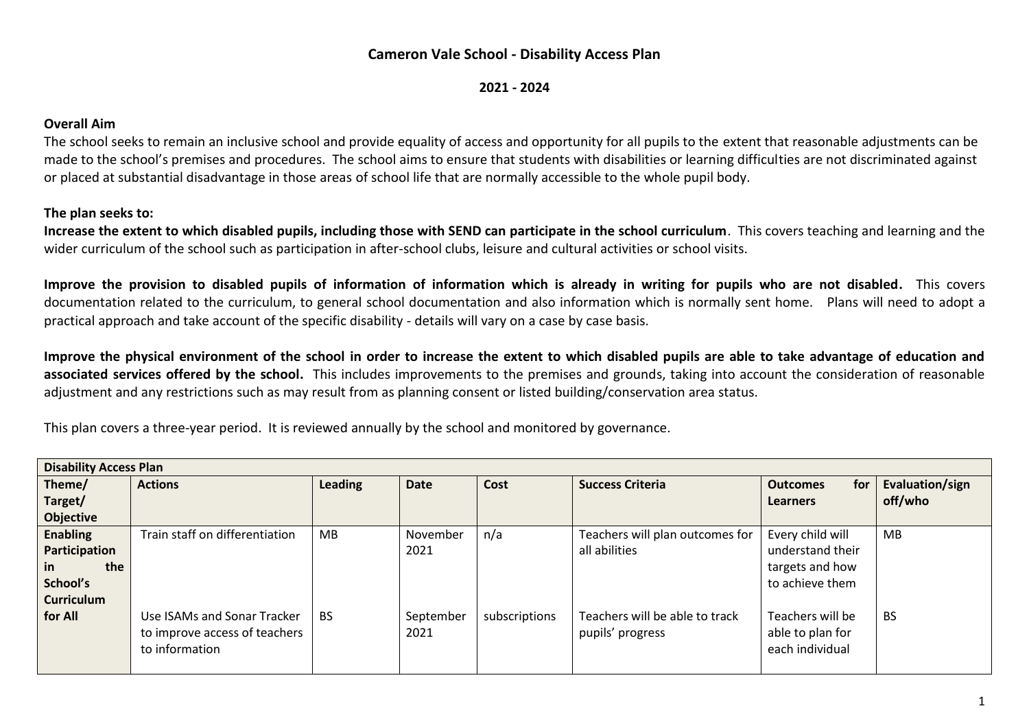# Cameron Vale School - Disability Access Plan

**2021 - 2024**

**Overall Aim**

The school seeks to remain an inclusive school and provide equality of access and opportunity for all pupils to the extent that reasonable adjustments can be made to the school's premises and procedures. The school aims to ensure that students with disabilities or learning difficulties are not discriminated against or placed at substantial disadvantage in those areas of school life that are normally accessible to the whole pupil body.

**The plan seeks to:**

**Increase the extent to which disabled pupils, including those with SEND can participate in the school curriculum**. This covers teaching and learning and the wider curriculum of the school such as participation in after-school clubs, leisure and cultural activities or school visits.

**Improve the provision to disabled pupils of information of information which is already in writing for pupils who are not disabled.** This covers documentation related to the curriculum, to general school documentation and also information which is normally sent home. Plans will need to adopt a practical approach and take account of the specific disability - details will vary on a case by case basis.

**Improve the physical environment of the school in order to increase the extent to which disabled pupils are able to take advantage of education and associated services offered by the school.** This includes improvements to the premises and grounds, taking into account the consideration of reasonable adjustment and any restrictions such as may result from as planning consent or listed building/conservation area status.

This plan covers a three-year period. It is reviewed annually by the school and monitored by governance.

| **Disability Access Plan** | | | | | | | |
|---|---|---|---|---|---|---|---|
| **Theme/ Target/ Objective** | **Actions** | **Leading** | **Date** | **Cost** | **Success Criteria** | **Outcomes for Learners** | **Evaluation/sign off/who** |
| **Enabling Participation in the School's Curriculum for All** | Train staff on differentiation | MB | November 2021 | n/a | Teachers will plan outcomes for all abilities | Every child will understand their targets and how to achieve them | MB |
| | Use ISAMs and Sonar Tracker to improve access of teachers to information | BS | September 2021 | subscriptions | Teachers will be able to track pupils' progress | Teachers will be able to plan for each individual | BS |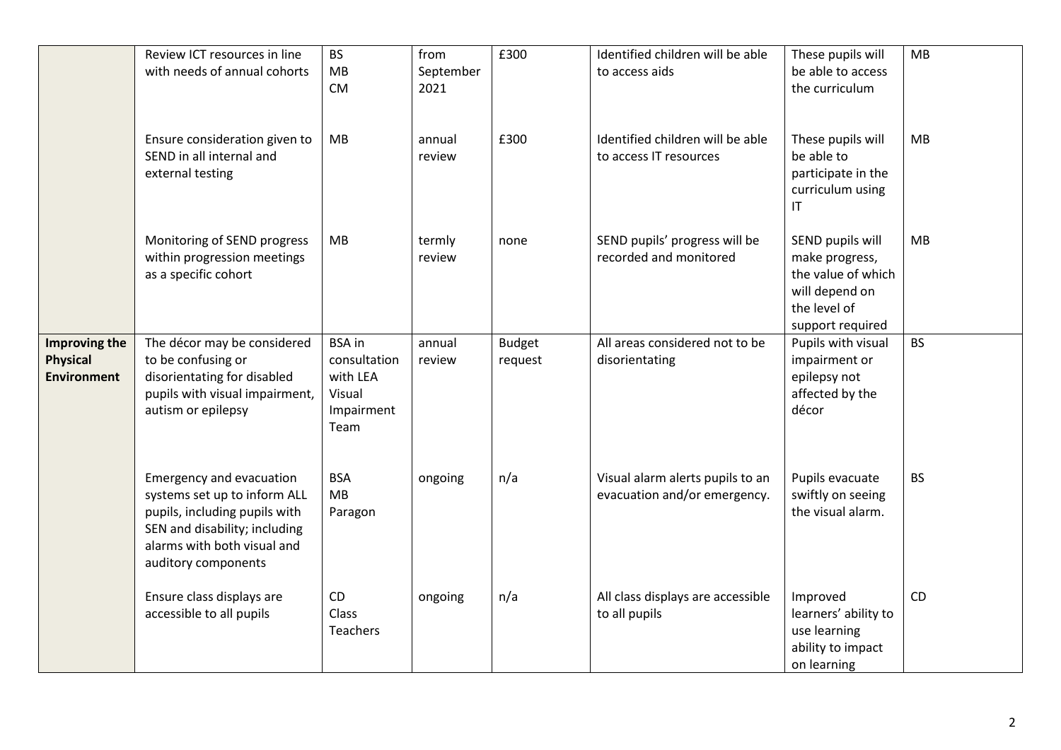| | | | | | | | |
|---|---|---|---|---|---|---|---|
| | Review ICT resources in line with needs of annual cohorts | BS<br>MB<br>CM | from September 2021 | £300 | Identified children will be able to access aids | These pupils will be able to access the curriculum | MB |
| | Ensure consideration given to SEND in all internal and external testing | MB | annual review | £300 | Identified children will be able to access IT resources | These pupils will be able to participate in the curriculum using IT | MB |
| | Monitoring of SEND progress within progression meetings as a specific cohort | MB | termly review | none | SEND pupils' progress will be recorded and monitored | SEND pupils will make progress, the value of which will depend on the level of support required | MB |
| **Improving the Physical Environment** | The décor may be considered to be confusing or disorientating for disabled pupils with visual impairment, autism or epilepsy | BSA in consultation with LEA Visual Impairment Team | annual review | Budget request | All areas considered not to be disorientating | Pupils with visual impairment or epilepsy not affected by the décor | BS |
| | Emergency and evacuation systems set up to inform ALL pupils, including pupils with SEN and disability; including alarms with both visual and auditory components | BSA<br>MB<br>Paragon | ongoing | n/a | Visual alarm alerts pupils to an evacuation and/or emergency. | Pupils evacuate swiftly on seeing the visual alarm. | BS |
| | Ensure class displays are accessible to all pupils | CD<br>Class Teachers | ongoing | n/a | All class displays are accessible to all pupils | Improved learners' ability to use learning ability to impact on learning | CD |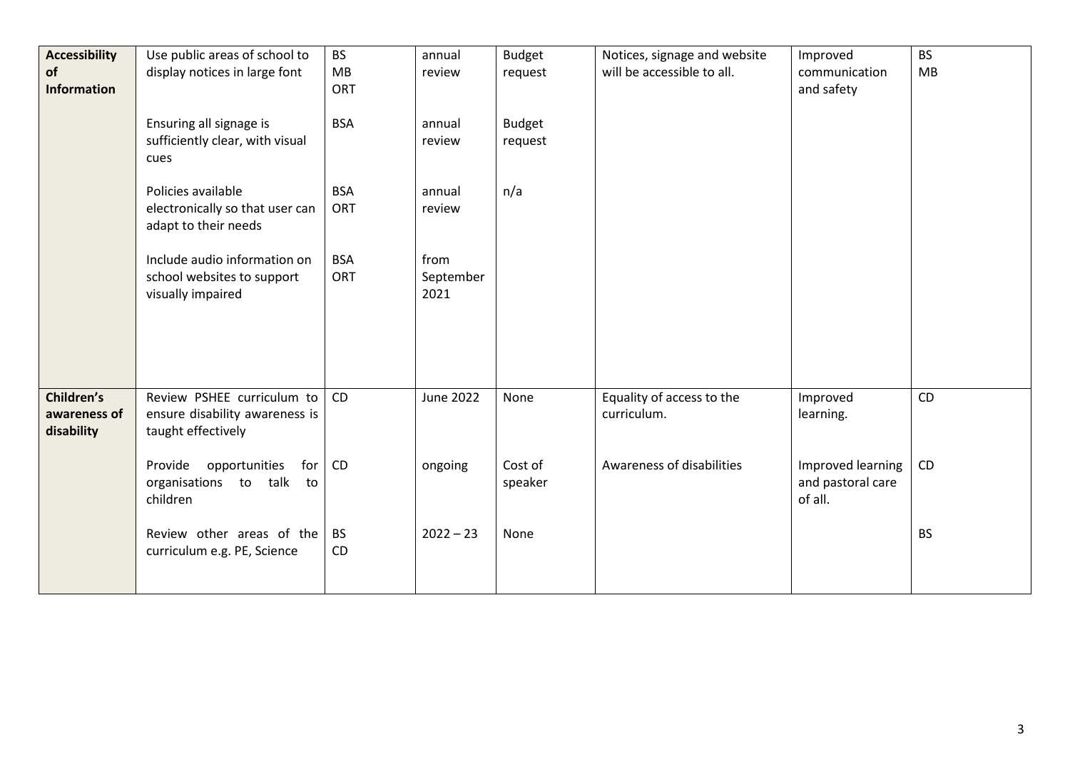| | | | | | | | |
|---|---|---|---|---|---|---|---|
| **Accessibility of Information** | Use public areas of school to display notices in large font | BS<br>MB<br>ORT | annual review | Budget request | Notices, signage and website will be accessible to all. | Improved communication and safety | BS<br>MB |
| | Ensuring all signage is sufficiently clear, with visual cues | BSA | annual review | Budget request | | | |
| | Policies available electronically so that user can adapt to their needs | BSA<br>ORT | annual review | n/a | | | |
| | Include audio information on school websites to support visually impaired | BSA<br>ORT | from September 2021 | | | | |
| **Children's awareness of disability** | Review PSHEE curriculum to ensure disability awareness is taught effectively | CD | June 2022 | None | Equality of access to the curriculum. | Improved learning. | CD |
| | Provide opportunities for organisations to talk to children | CD | ongoing | Cost of speaker | Awareness of disabilities | Improved learning and pastoral care of all. | CD |
| | Review other areas of the curriculum e.g. PE, Science | BS<br>CD | 2022 – 23 | None | | | BS |